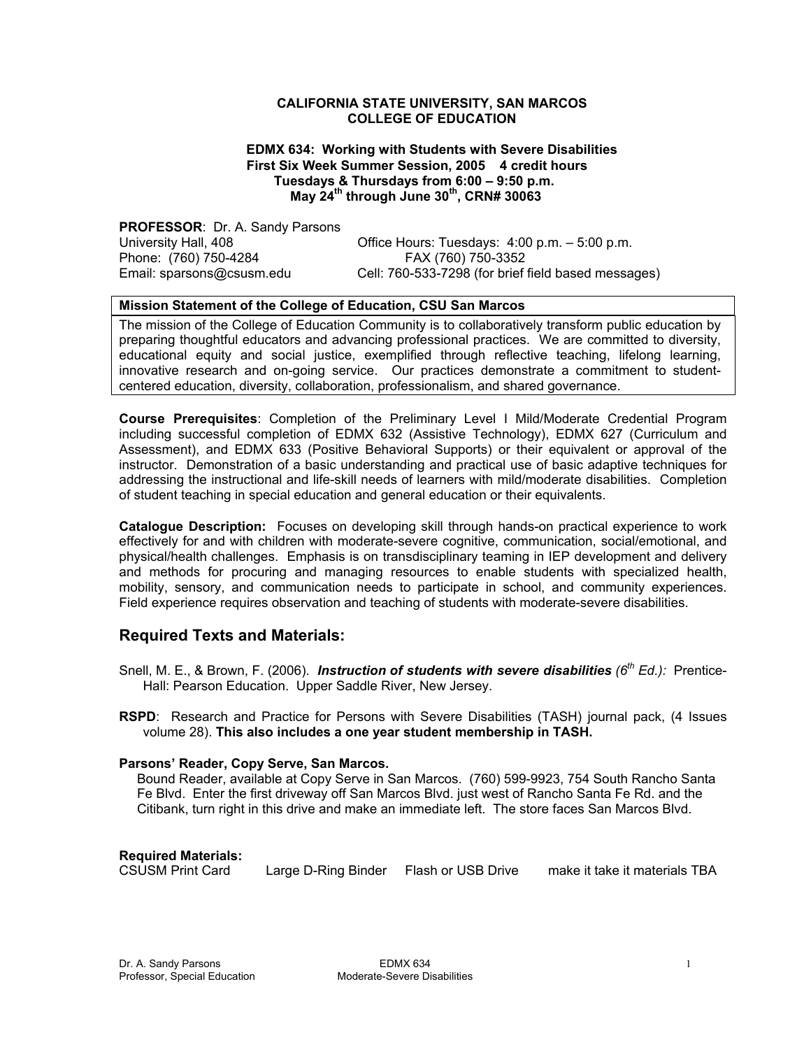**CALIFORNIA STATE UNIVERSITY, SAN MARCOS**
**COLLEGE OF EDUCATION**

**EDMX 634: Working with Students with Severe Disabilities**
**First Six Week Summer Session, 2005 4 credit hours**
**Tuesdays & Thursdays from 6:00 – 9:50 p.m.**
**May 24th through June 30th, CRN# 30063**

**PROFESSOR**: Dr. A. Sandy Parsons
University Hall, 408 | Office Hours: Tuesdays: 4:00 p.m. – 5:00 p.m.
Phone: (760) 750-4284 | FAX (760) 750-3352
Email: sparsons@csusm.edu | Cell: 760-533-7298 (for brief field based messages)

| **Mission Statement of the College of Education, CSU San Marcos** |
|---|
| The mission of the College of Education Community is to collaboratively transform public education by preparing thoughtful educators and advancing professional practices. We are committed to diversity, educational equity and social justice, exemplified through reflective teaching, lifelong learning, innovative research and on-going service. Our practices demonstrate a commitment to student-centered education, diversity, collaboration, professionalism, and shared governance. |

**Course Prerequisites**: Completion of the Preliminary Level I Mild/Moderate Credential Program including successful completion of EDMX 632 (Assistive Technology), EDMX 627 (Curriculum and Assessment), and EDMX 633 (Positive Behavioral Supports) or their equivalent or approval of the instructor. Demonstration of a basic understanding and practical use of basic adaptive techniques for addressing the instructional and life-skill needs of learners with mild/moderate disabilities. Completion of student teaching in special education and general education or their equivalents.

**Catalogue Description:** Focuses on developing skill through hands-on practical experience to work effectively for and with children with moderate-severe cognitive, communication, social/emotional, and physical/health challenges. Emphasis is on transdisciplinary teaming in IEP development and delivery and methods for procuring and managing resources to enable students with specialized health, mobility, sensory, and communication needs to participate in school, and community experiences. Field experience requires observation and teaching of students with moderate-severe disabilities.

## Required Texts and Materials:

Snell, M. E., & Brown, F. (2006). ***Instruction of students with severe disabilities*** *(6th Ed.):* Prentice-Hall: Pearson Education. Upper Saddle River, New Jersey.

**RSPD**: Research and Practice for Persons with Severe Disabilities (TASH) journal pack, (4 Issues volume 28). **This also includes a one year student membership in TASH.**

**Parsons' Reader, Copy Serve, San Marcos.**
Bound Reader, available at Copy Serve in San Marcos. (760) 599-9923, 754 South Rancho Santa Fe Blvd. Enter the first driveway off San Marcos Blvd. just west of Rancho Santa Fe Rd. and the Citibank, turn right in this drive and make an immediate left. The store faces San Marcos Blvd.

**Required Materials:**
CSUSM Print Card | Large D-Ring Binder | Flash or USB Drive | make it take it materials TBA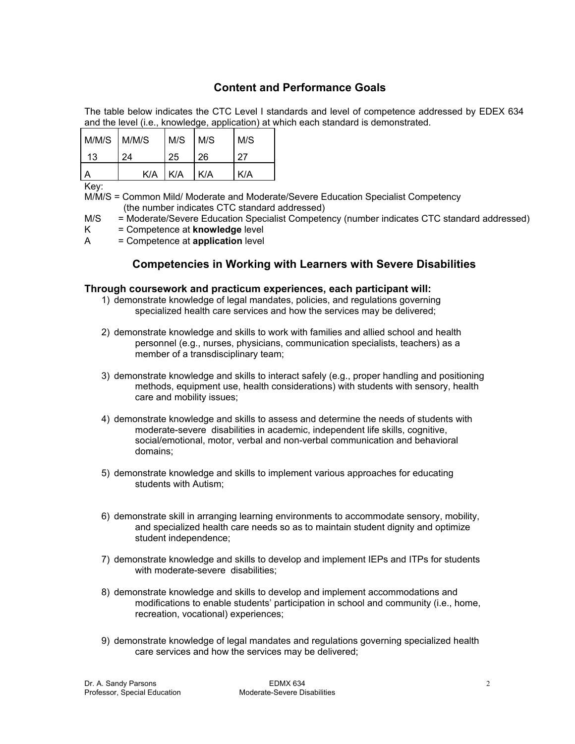## Content and Performance Goals

The table below indicates the CTC Level I standards and level of competence addressed by EDEX 634 and the level (i.e., knowledge, application) at which each standard is demonstrated.

| M/M/S 13 | M/M/S 24 | M/S 25 | M/S 26 | M/S 27 |
|---|---|---|---|---|
| A | K/A | K/A | K/A | K/A |

Key:

M/M/S = Common Mild/ Moderate and Moderate/Severe Education Specialist Competency (the number indicates CTC standard addressed)

M/S = Moderate/Severe Education Specialist Competency (number indicates CTC standard addressed)

K = Competence at **knowledge** level

A = Competence at **application** level

## Competencies in Working with Learners with Severe Disabilities

**Through coursework and practicum experiences, each participant will:**

1) demonstrate knowledge of legal mandates, policies, and regulations governing specialized health care services and how the services may be delivered;

2) demonstrate knowledge and skills to work with families and allied school and health personnel (e.g., nurses, physicians, communication specialists, teachers) as a member of a transdisciplinary team;

3) demonstrate knowledge and skills to interact safely (e.g., proper handling and positioning methods, equipment use, health considerations) with students with sensory, health care and mobility issues;

4) demonstrate knowledge and skills to assess and determine the needs of students with moderate-severe disabilities in academic, independent life skills, cognitive, social/emotional, motor, verbal and non-verbal communication and behavioral domains;

5) demonstrate knowledge and skills to implement various approaches for educating students with Autism;

6) demonstrate skill in arranging learning environments to accommodate sensory, mobility, and specialized health care needs so as to maintain student dignity and optimize student independence;

7) demonstrate knowledge and skills to develop and implement IEPs and ITPs for students with moderate-severe disabilities;

8) demonstrate knowledge and skills to develop and implement accommodations and modifications to enable students' participation in school and community (i.e., home, recreation, vocational) experiences;

9) demonstrate knowledge of legal mandates and regulations governing specialized health care services and how the services may be delivered;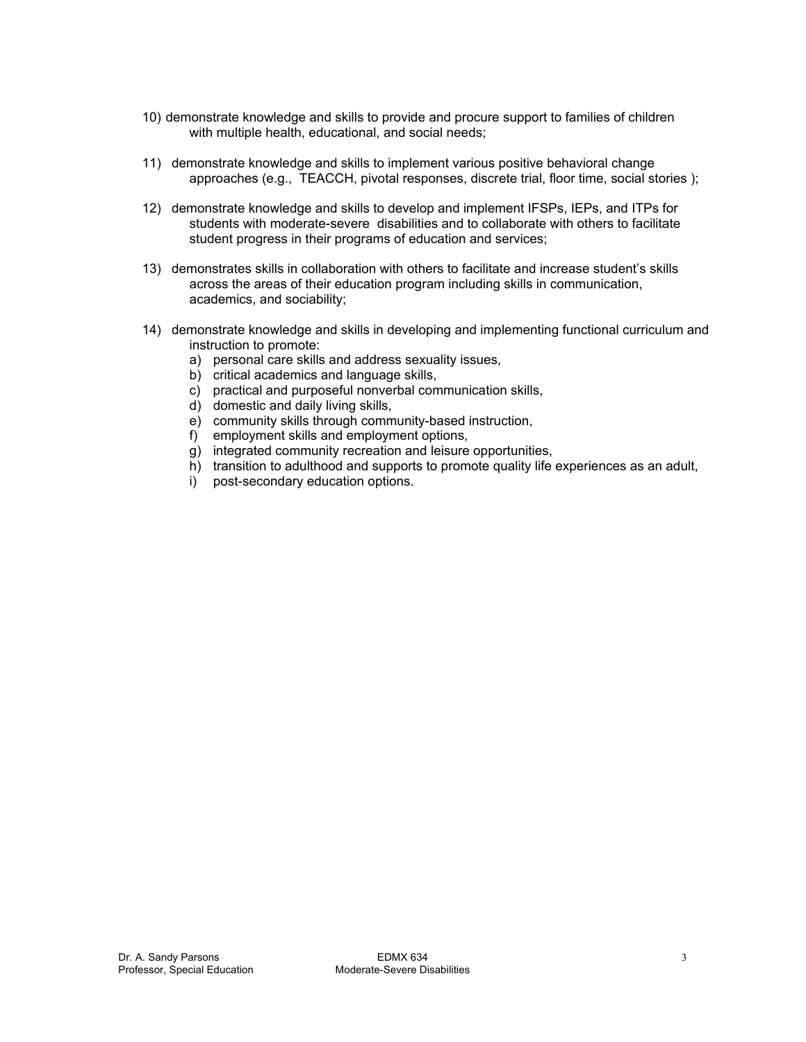10) demonstrate knowledge and skills to provide and procure support to families of children with multiple health, educational, and social needs;

11) demonstrate knowledge and skills to implement various positive behavioral change approaches (e.g., TEACCH, pivotal responses, discrete trial, floor time, social stories );

12) demonstrate knowledge and skills to develop and implement IFSPs, IEPs, and ITPs for students with moderate-severe disabilities and to collaborate with others to facilitate student progress in their programs of education and services;

13) demonstrates skills in collaboration with others to facilitate and increase student's skills across the areas of their education program including skills in communication, academics, and sociability;

14) demonstrate knowledge and skills in developing and implementing functional curriculum and instruction to promote:
    a) personal care skills and address sexuality issues,
    b) critical academics and language skills,
    c) practical and purposeful nonverbal communication skills,
    d) domestic and daily living skills,
    e) community skills through community-based instruction,
    f) employment skills and employment options,
    g) integrated community recreation and leisure opportunities,
    h) transition to adulthood and supports to promote quality life experiences as an adult,
    i) post-secondary education options.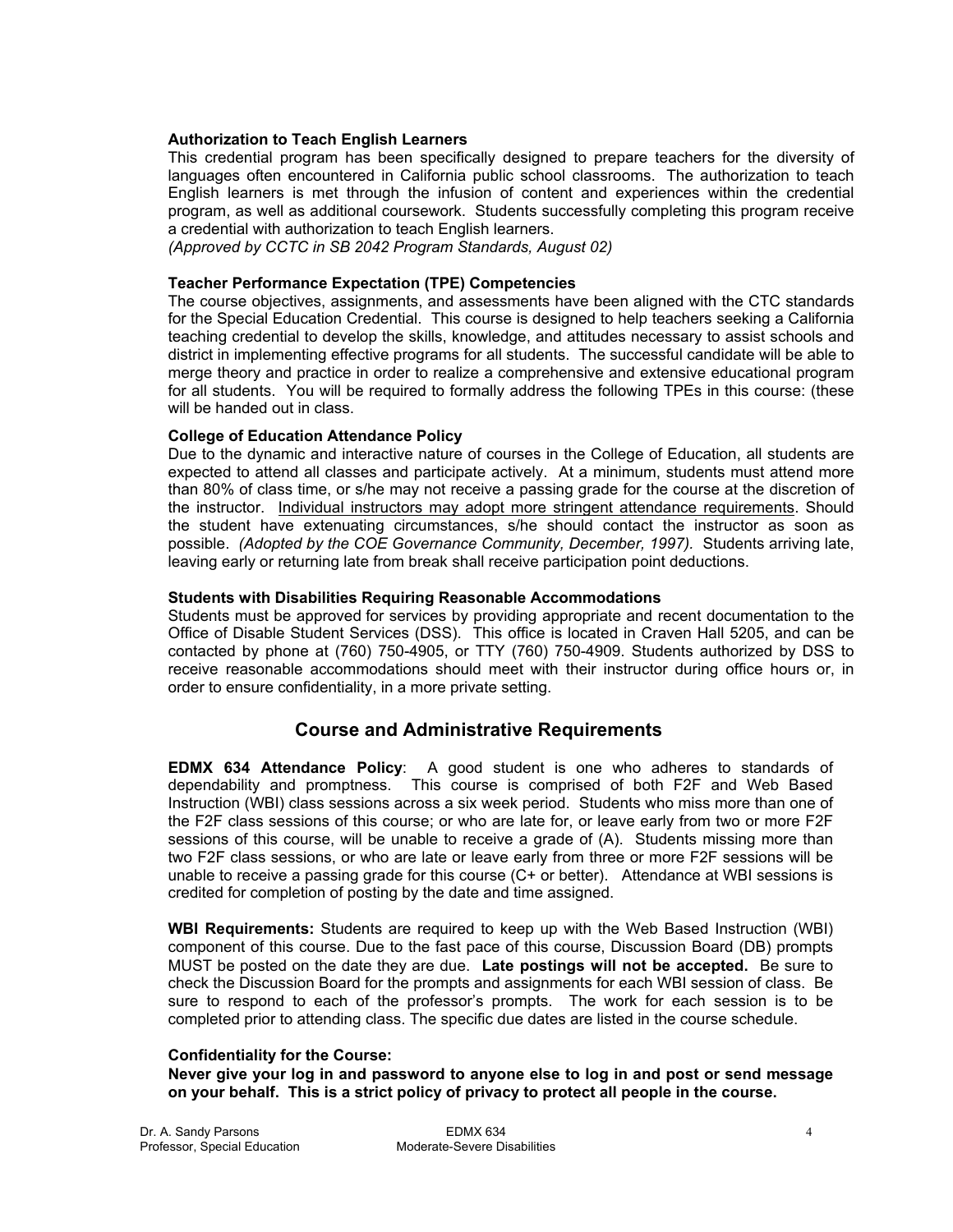**Authorization to Teach English Learners**

This credential program has been specifically designed to prepare teachers for the diversity of languages often encountered in California public school classrooms. The authorization to teach English learners is met through the infusion of content and experiences within the credential program, as well as additional coursework. Students successfully completing this program receive a credential with authorization to teach English learners.
*(Approved by CCTC in SB 2042 Program Standards, August 02)*

**Teacher Performance Expectation (TPE) Competencies**

The course objectives, assignments, and assessments have been aligned with the CTC standards for the Special Education Credential. This course is designed to help teachers seeking a California teaching credential to develop the skills, knowledge, and attitudes necessary to assist schools and district in implementing effective programs for all students. The successful candidate will be able to merge theory and practice in order to realize a comprehensive and extensive educational program for all students. You will be required to formally address the following TPEs in this course: (these will be handed out in class.

**College of Education Attendance Policy**

Due to the dynamic and interactive nature of courses in the College of Education, all students are expected to attend all classes and participate actively. At a minimum, students must attend more than 80% of class time, or s/he may not receive a passing grade for the course at the discretion of the instructor. <u>Individual instructors may adopt more stringent attendance requirements</u>. Should the student have extenuating circumstances, s/he should contact the instructor as soon as possible. *(Adopted by the COE Governance Community, December, 1997).* Students arriving late, leaving early or returning late from break shall receive participation point deductions.

**Students with Disabilities Requiring Reasonable Accommodations**

Students must be approved for services by providing appropriate and recent documentation to the Office of Disable Student Services (DSS). This office is located in Craven Hall 5205, and can be contacted by phone at (760) 750-4905, or TTY (760) 750-4909. Students authorized by DSS to receive reasonable accommodations should meet with their instructor during office hours or, in order to ensure confidentiality, in a more private setting.

## Course and Administrative Requirements

**EDMX 634 Attendance Policy**: A good student is one who adheres to standards of dependability and promptness. This course is comprised of both F2F and Web Based Instruction (WBI) class sessions across a six week period. Students who miss more than one of the F2F class sessions of this course; or who are late for, or leave early from two or more F2F sessions of this course, will be unable to receive a grade of (A). Students missing more than two F2F class sessions, or who are late or leave early from three or more F2F sessions will be unable to receive a passing grade for this course (C+ or better). Attendance at WBI sessions is credited for completion of posting by the date and time assigned.

**WBI Requirements:** Students are required to keep up with the Web Based Instruction (WBI) component of this course. Due to the fast pace of this course, Discussion Board (DB) prompts MUST be posted on the date they are due. **Late postings will not be accepted.** Be sure to check the Discussion Board for the prompts and assignments for each WBI session of class. Be sure to respond to each of the professor's prompts. The work for each session is to be completed prior to attending class. The specific due dates are listed in the course schedule.

**Confidentiality for the Course:**

**Never give your log in and password to anyone else to log in and post or send message on your behalf. This is a strict policy of privacy to protect all people in the course.**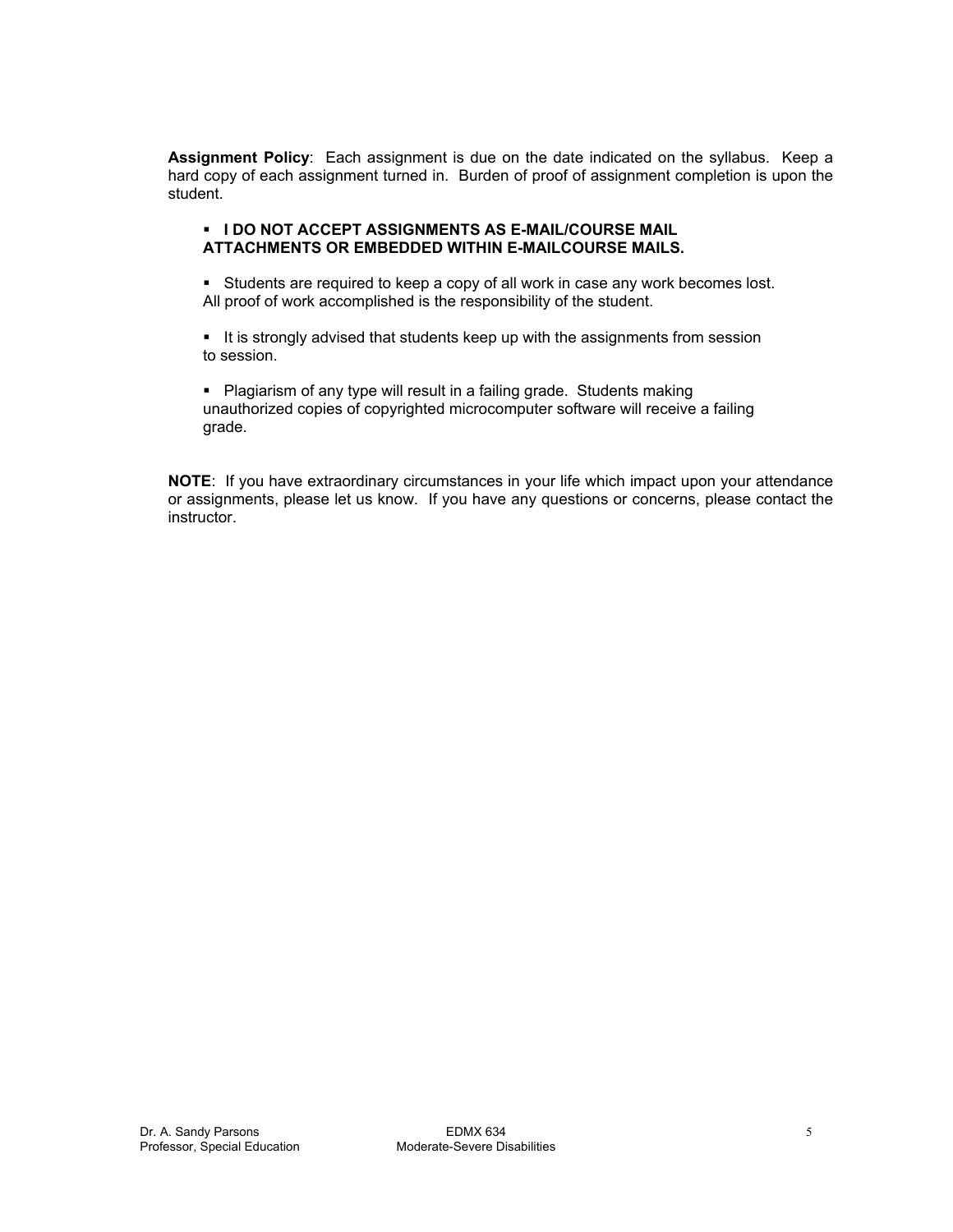**Assignment Policy**: Each assignment is due on the date indicated on the syllabus. Keep a hard copy of each assignment turned in. Burden of proof of assignment completion is upon the student.

- **I DO NOT ACCEPT ASSIGNMENTS AS E-MAIL/COURSE MAIL ATTACHMENTS OR EMBEDDED WITHIN E-MAILCOURSE MAILS.**
- Students are required to keep a copy of all work in case any work becomes lost. All proof of work accomplished is the responsibility of the student.
- It is strongly advised that students keep up with the assignments from session to session.
- Plagiarism of any type will result in a failing grade. Students making unauthorized copies of copyrighted microcomputer software will receive a failing grade.

**NOTE**: If you have extraordinary circumstances in your life which impact upon your attendance or assignments, please let us know. If you have any questions or concerns, please contact the instructor.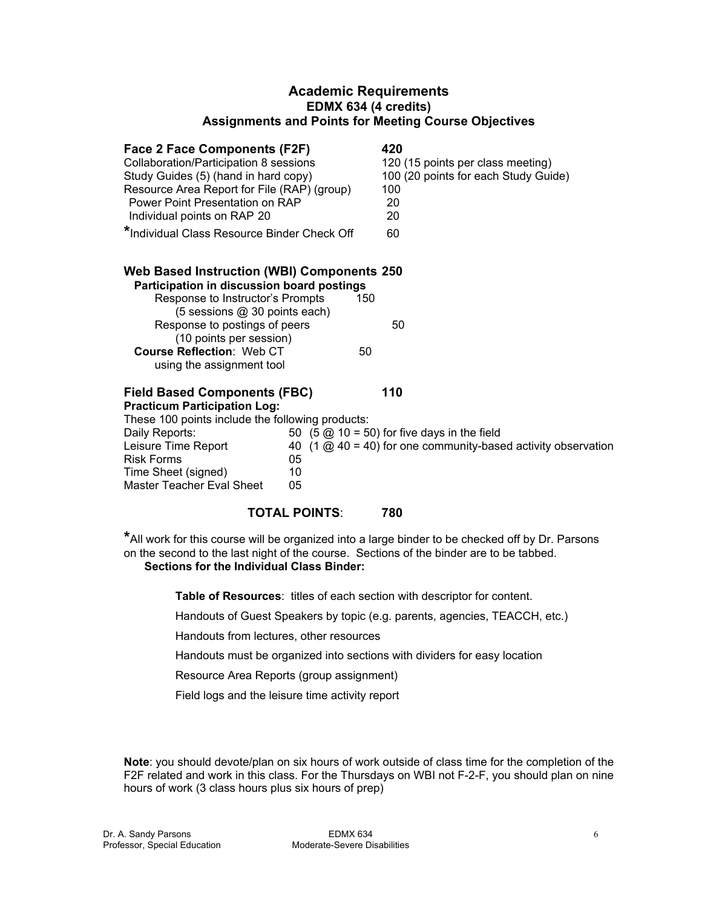# Academic Requirements
## EDMX 634 (4 credits)
## Assignments and Points for Meeting Course Objectives

**Face 2 Face Components (F2F)** **420**

| | |
|---|---|
| Collaboration/Participation 8 sessions | 120 (15 points per class meeting) |
| Study Guides (5) (hand in hard copy) | 100 (20 points for each Study Guide) |
| Resource Area Report for File (RAP) (group) | 100 |
| Power Point Presentation on RAP | 20 |
| Individual points on RAP 20 | 20 |
| *Individual Class Resource Binder Check Off | 60 |

**Web Based Instruction (WBI) Components 250**

**Participation in discussion board postings**

| | | |
|---|---|---|
| Response to Instructor's Prompts (5 sessions @ 30 points each) | 150 | |
| Response to postings of peers (10 points per session) | | 50 |
| **Course Reflection**: Web CT using the assignment tool | 50 | |

**Field Based Components (FBC)** **110**

**Practicum Participation Log:**

These 100 points include the following products:

| | | |
|---|---|---|
| Daily Reports: | 50 | (5 @ 10 = 50) for five days in the field |
| Leisure Time Report | 40 | (1 @ 40 = 40) for one community-based activity observation |
| Risk Forms | 05 | |
| Time Sheet (signed) | 10 | |
| Master Teacher Eval Sheet | 05 | |

**TOTAL POINTS**: **780**

*All work for this course will be organized into a large binder to be checked off by Dr. Parsons on the second to the last night of the course. Sections of the binder are to be tabbed.

**Sections for the Individual Class Binder:**

**Table of Resources**: titles of each section with descriptor for content.

Handouts of Guest Speakers by topic (e.g. parents, agencies, TEACCH, etc.)

Handouts from lectures, other resources

Handouts must be organized into sections with dividers for easy location

Resource Area Reports (group assignment)

Field logs and the leisure time activity report

**Note**: you should devote/plan on six hours of work outside of class time for the completion of the F2F related and work in this class. For the Thursdays on WBI not F-2-F, you should plan on nine hours of work (3 class hours plus six hours of prep)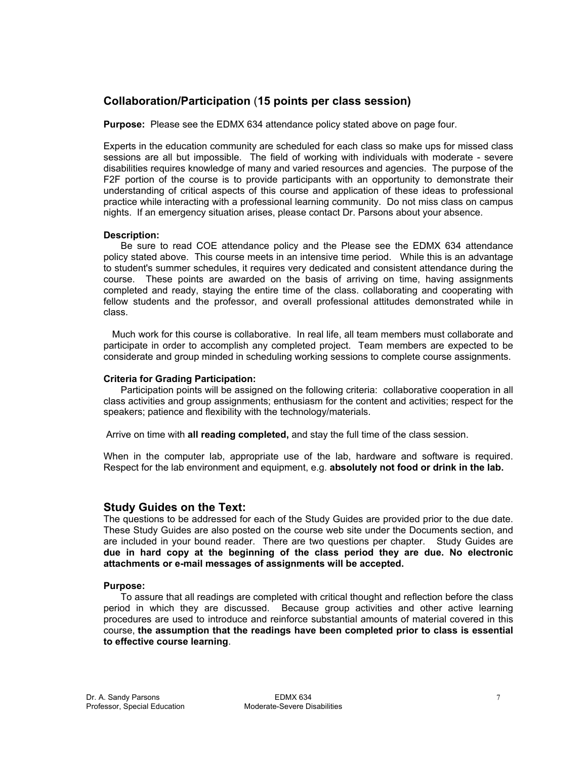## Collaboration/Participation (**15 points per class session**)

**Purpose:** Please see the EDMX 634 attendance policy stated above on page four.

Experts in the education community are scheduled for each class so make ups for missed class sessions are all but impossible. The field of working with individuals with moderate - severe disabilities requires knowledge of many and varied resources and agencies. The purpose of the F2F portion of the course is to provide participants with an opportunity to demonstrate their understanding of critical aspects of this course and application of these ideas to professional practice while interacting with a professional learning community. Do not miss class on campus nights. If an emergency situation arises, please contact Dr. Parsons about your absence.

**Description:**

Be sure to read COE attendance policy and the Please see the EDMX 634 attendance policy stated above. This course meets in an intensive time period. While this is an advantage to student's summer schedules, it requires very dedicated and consistent attendance during the course. These points are awarded on the basis of arriving on time, having assignments completed and ready, staying the entire time of the class. collaborating and cooperating with fellow students and the professor, and overall professional attitudes demonstrated while in class.

Much work for this course is collaborative. In real life, all team members must collaborate and participate in order to accomplish any completed project. Team members are expected to be considerate and group minded in scheduling working sessions to complete course assignments.

**Criteria for Grading Participation:**

Participation points will be assigned on the following criteria: collaborative cooperation in all class activities and group assignments; enthusiasm for the content and activities; respect for the speakers; patience and flexibility with the technology/materials.

Arrive on time with **all reading completed,** and stay the full time of the class session.

When in the computer lab, appropriate use of the lab, hardware and software is required. Respect for the lab environment and equipment, e.g. **absolutely not food or drink in the lab.**

## Study Guides on the Text:

The questions to be addressed for each of the Study Guides are provided prior to the due date. These Study Guides are also posted on the course web site under the Documents section, and are included in your bound reader. There are two questions per chapter. Study Guides are **due in hard copy at the beginning of the class period they are due. No electronic attachments or e-mail messages of assignments will be accepted.**

**Purpose:**

To assure that all readings are completed with critical thought and reflection before the class period in which they are discussed. Because group activities and other active learning procedures are used to introduce and reinforce substantial amounts of material covered in this course, **the assumption that the readings have been completed prior to class is essential to effective course learning**.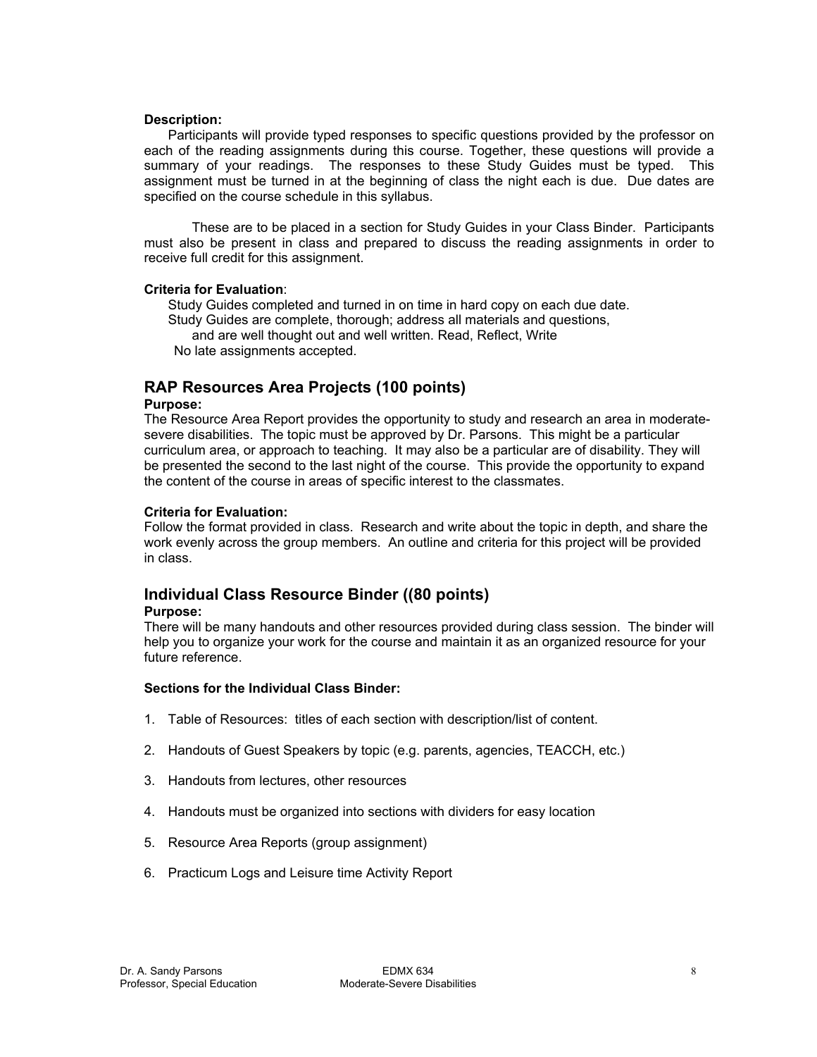**Description:**

Participants will provide typed responses to specific questions provided by the professor on each of the reading assignments during this course. Together, these questions will provide a summary of your readings. The responses to these Study Guides must be typed. This assignment must be turned in at the beginning of class the night each is due. Due dates are specified on the course schedule in this syllabus.

These are to be placed in a section for Study Guides in your Class Binder. Participants must also be present in class and prepared to discuss the reading assignments in order to receive full credit for this assignment.

**Criteria for Evaluation**:

Study Guides completed and turned in on time in hard copy on each due date.
Study Guides are complete, thorough; address all materials and questions, and are well thought out and well written. Read, Reflect, Write
No late assignments accepted.

## RAP Resources Area Projects (100 points)

**Purpose:**

The Resource Area Report provides the opportunity to study and research an area in moderate-severe disabilities. The topic must be approved by Dr. Parsons. This might be a particular curriculum area, or approach to teaching. It may also be a particular are of disability. They will be presented the second to the last night of the course. This provide the opportunity to expand the content of the course in areas of specific interest to the classmates.

**Criteria for Evaluation:**

Follow the format provided in class. Research and write about the topic in depth, and share the work evenly across the group members. An outline and criteria for this project will be provided in class.

## Individual Class Resource Binder ((80 points)

**Purpose:**

There will be many handouts and other resources provided during class session. The binder will help you to organize your work for the course and maintain it as an organized resource for your future reference.

**Sections for the Individual Class Binder:**

1. Table of Resources: titles of each section with description/list of content.
2. Handouts of Guest Speakers by topic (e.g. parents, agencies, TEACCH, etc.)
3. Handouts from lectures, other resources
4. Handouts must be organized into sections with dividers for easy location
5. Resource Area Reports (group assignment)
6. Practicum Logs and Leisure time Activity Report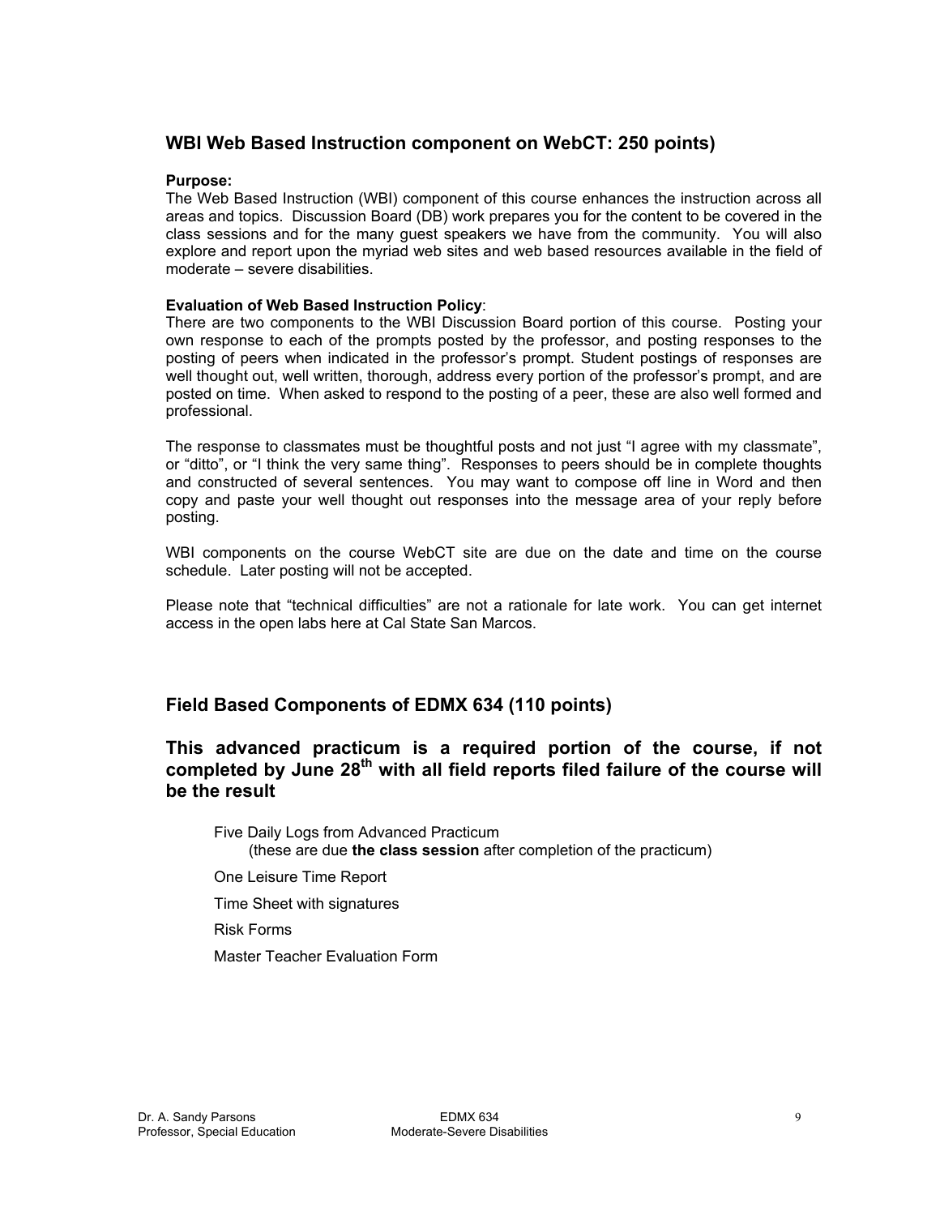## WBI Web Based Instruction component on WebCT: 250 points)

**Purpose:**
The Web Based Instruction (WBI) component of this course enhances the instruction across all areas and topics. Discussion Board (DB) work prepares you for the content to be covered in the class sessions and for the many guest speakers we have from the community. You will also explore and report upon the myriad web sites and web based resources available in the field of moderate – severe disabilities.

**Evaluation of Web Based Instruction Policy**:
There are two components to the WBI Discussion Board portion of this course. Posting your own response to each of the prompts posted by the professor, and posting responses to the posting of peers when indicated in the professor's prompt. Student postings of responses are well thought out, well written, thorough, address every portion of the professor's prompt, and are posted on time. When asked to respond to the posting of a peer, these are also well formed and professional.

The response to classmates must be thoughtful posts and not just "I agree with my classmate", or "ditto", or "I think the very same thing". Responses to peers should be in complete thoughts and constructed of several sentences. You may want to compose off line in Word and then copy and paste your well thought out responses into the message area of your reply before posting.

WBI components on the course WebCT site are due on the date and time on the course schedule. Later posting will not be accepted.

Please note that "technical difficulties" are not a rationale for late work. You can get internet access in the open labs here at Cal State San Marcos.

## Field Based Components of EDMX 634 (110 points)

## This advanced practicum is a required portion of the course, if not completed by June 28th with all field reports filed failure of the course will be the result

- Five Daily Logs from Advanced Practicum
  (these are due **the class session** after completion of the practicum)
- One Leisure Time Report
- Time Sheet with signatures
- Risk Forms
- Master Teacher Evaluation Form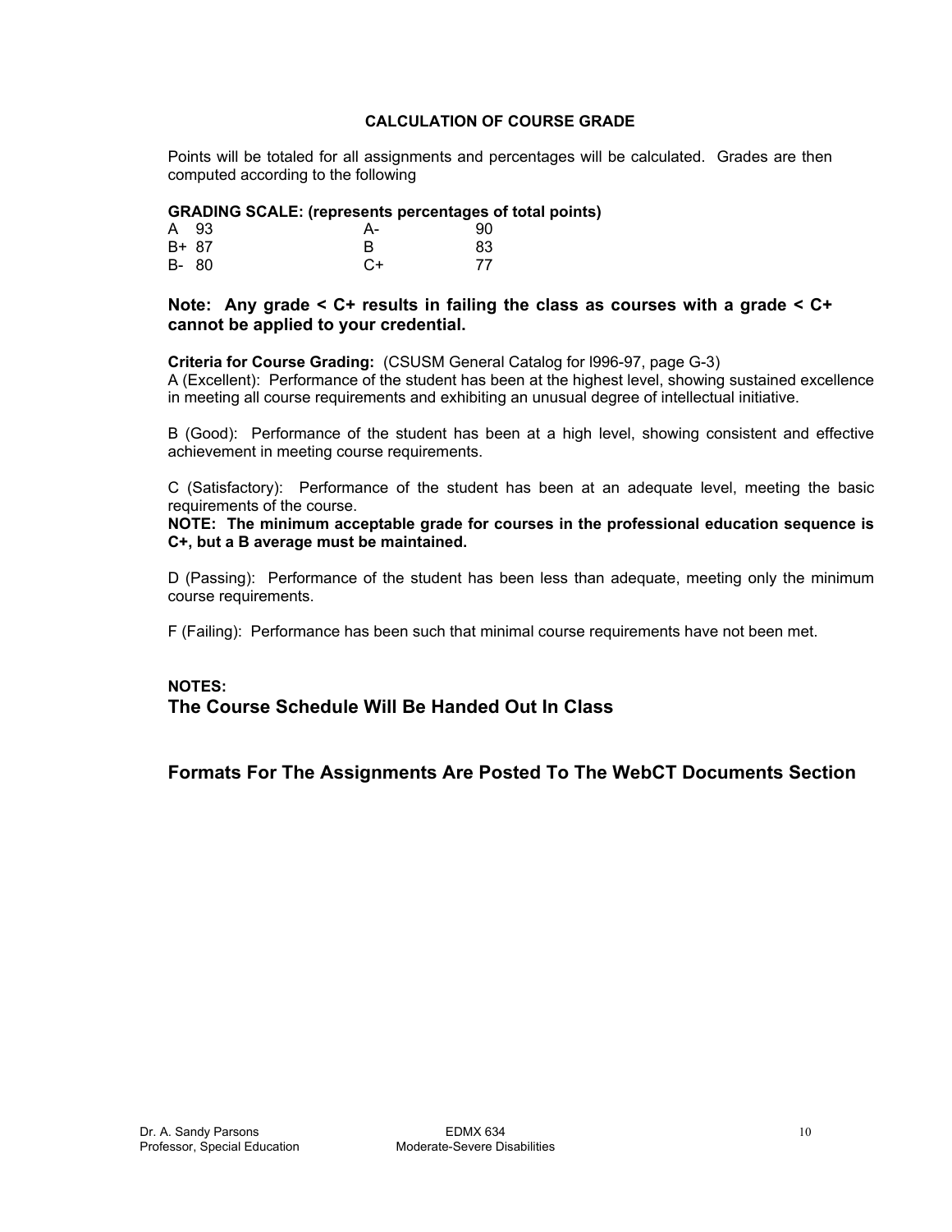### CALCULATION OF COURSE GRADE

Points will be totaled for all assignments and percentages will be calculated. Grades are then computed according to the following

**GRADING SCALE: (represents percentages of total points)**

| | | | |
|---|---|---|---|
| A | 93 | A- | 90 |
| B+ | 87 | B | 83 |
| B- | 80 | C+ | 77 |

**Note: Any grade < C+ results in failing the class as courses with a grade < C+ cannot be applied to your credential.**

**Criteria for Course Grading:** (CSUSM General Catalog for l996-97, page G-3)
A (Excellent): Performance of the student has been at the highest level, showing sustained excellence in meeting all course requirements and exhibiting an unusual degree of intellectual initiative.

B (Good): Performance of the student has been at a high level, showing consistent and effective achievement in meeting course requirements.

C (Satisfactory): Performance of the student has been at an adequate level, meeting the basic requirements of the course.
**NOTE: The minimum acceptable grade for courses in the professional education sequence is C+, but a B average must be maintained.**

D (Passing): Performance of the student has been less than adequate, meeting only the minimum course requirements.

F (Failing): Performance has been such that minimal course requirements have not been met.

**NOTES:**

## The Course Schedule Will Be Handed Out In Class

## Formats For The Assignments Are Posted To The WebCT Documents Section